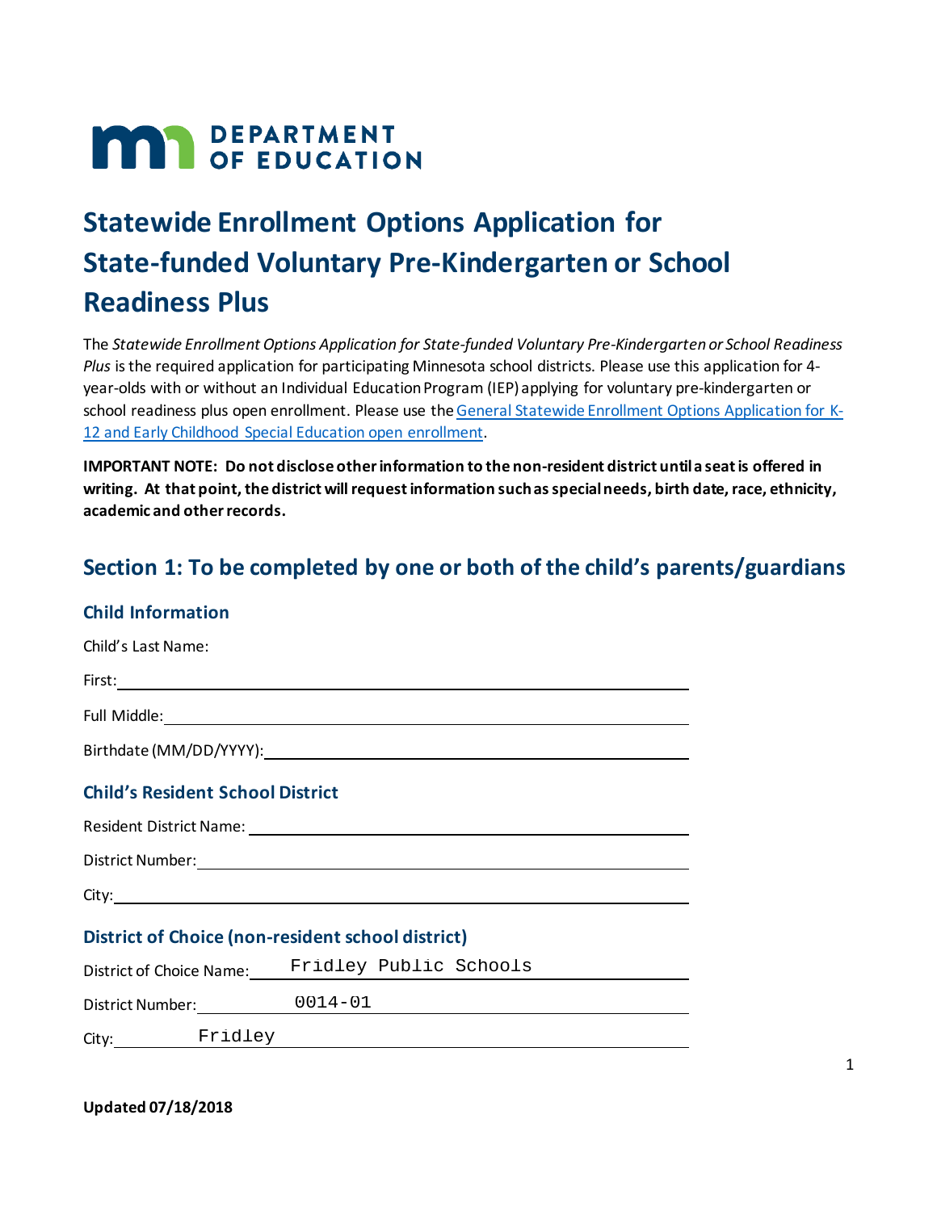# Statewide Enrollment Options Application for State-funded Voluntary Pre-Kindergarten or School Readiness Plus

The *Statewide Enrollment Options Application for State-funded Voluntary Pre-Kindergarten or School Readiness Plus* is the required application for participating Minnesota school districts. Please use this application for 4-year-olds with or without an Individual Education Program (IEP) applying for voluntary pre-kindergarten or school readiness plus open enrollment. Please use the [General Statewide Enrollment Options Application for K-12 and Early Childhood Special Education open enrollment]().

**IMPORTANT NOTE: Do not disclose other information to the non-resident district until a seat is offered in writing. At that point, the district will request information such as special needs, birth date, race, ethnicity, academic and other records.**

## Section 1: To be completed by one or both of the child's parents/guardians

### Child Information

Child's Last Name:

First: ____________________

Full Middle: ____________________

Birthdate (MM/DD/YYYY): ____________________

### Child's Resident School District

Resident District Name: ____________________

District Number: ____________________

City: ____________________

### District of Choice (non-resident school district)

District of Choice Name: Fridley Public Schools

District Number: 0014-01

City: Fridley

Updated 07/18/2018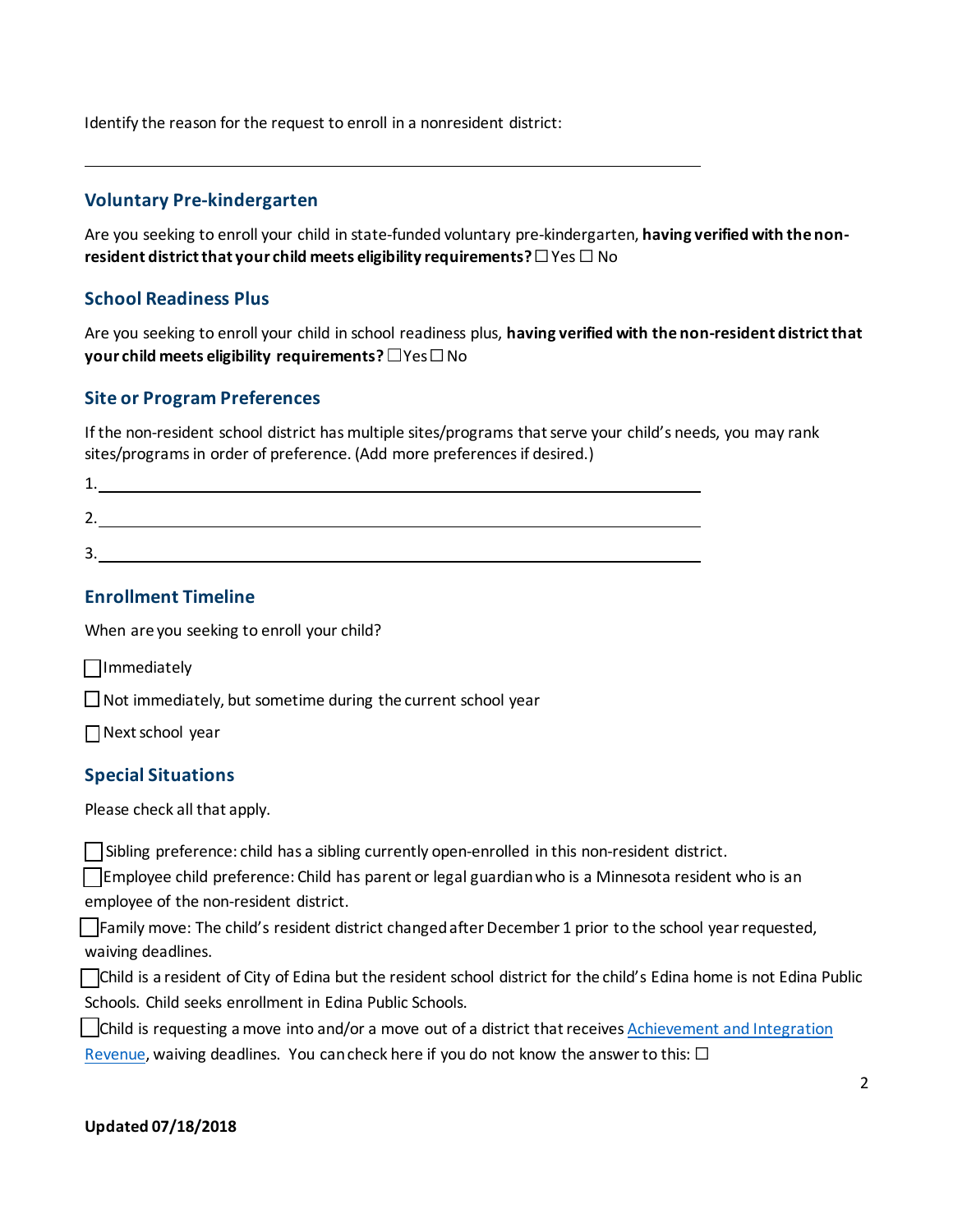Identify the reason for the request to enroll in a nonresident district:

\_\_\_\_\_\_\_\_\_\_\_\_\_\_\_\_\_\_\_\_\_\_\_\_\_\_\_\_\_\_\_\_\_\_\_\_\_\_\_\_\_\_\_\_\_\_\_\_\_\_\_\_\_\_\_\_\_\_\_\_\_\_\_\_\_\_\_\_\_\_

## Voluntary Pre-kindergarten

Are you seeking to enroll your child in state-funded voluntary pre-kindergarten, **having verified with the non-resident district that your child meets eligibility requirements?** ☐ Yes ☐ No

## School Readiness Plus

Are you seeking to enroll your child in school readiness plus, **having verified with the non-resident district that your child meets eligibility requirements?** ☐ Yes ☐ No

## Site or Program Preferences

If the non-resident school district has multiple sites/programs that serve your child's needs, you may rank sites/programs in order of preference. (Add more preferences if desired.)

1. \_\_\_\_\_\_\_\_\_\_\_\_\_\_\_\_\_\_\_\_\_\_\_\_\_\_\_\_\_\_\_\_\_\_\_\_\_\_\_\_\_\_\_\_\_\_\_\_\_\_\_\_\_\_\_\_\_\_\_\_\_\_\_\_\_\_\_\_
2. \_\_\_\_\_\_\_\_\_\_\_\_\_\_\_\_\_\_\_\_\_\_\_\_\_\_\_\_\_\_\_\_\_\_\_\_\_\_\_\_\_\_\_\_\_\_\_\_\_\_\_\_\_\_\_\_\_\_\_\_\_\_\_\_\_\_\_\_
3. \_\_\_\_\_\_\_\_\_\_\_\_\_\_\_\_\_\_\_\_\_\_\_\_\_\_\_\_\_\_\_\_\_\_\_\_\_\_\_\_\_\_\_\_\_\_\_\_\_\_\_\_\_\_\_\_\_\_\_\_\_\_\_\_\_\_\_\_

## Enrollment Timeline

When are you seeking to enroll your child?

☐ Immediately

☐ Not immediately, but sometime during the current school year

☐ Next school year

## Special Situations

Please check all that apply.

☐ Sibling preference: child has a sibling currently open-enrolled in this non-resident district.

☐ Employee child preference: Child has parent or legal guardian who is a Minnesota resident who is an employee of the non-resident district.

☐ Family move: The child's resident district changed after December 1 prior to the school year requested, waiving deadlines.

☐ Child is a resident of City of Edina but the resident school district for the child's Edina home is not Edina Public Schools. Child seeks enrollment in Edina Public Schools.

☐ Child is requesting a move into and/or a move out of a district that receives Achievement and Integration Revenue, waiving deadlines. You can check here if you do not know the answer to this: ☐

**Updated 07/18/2018**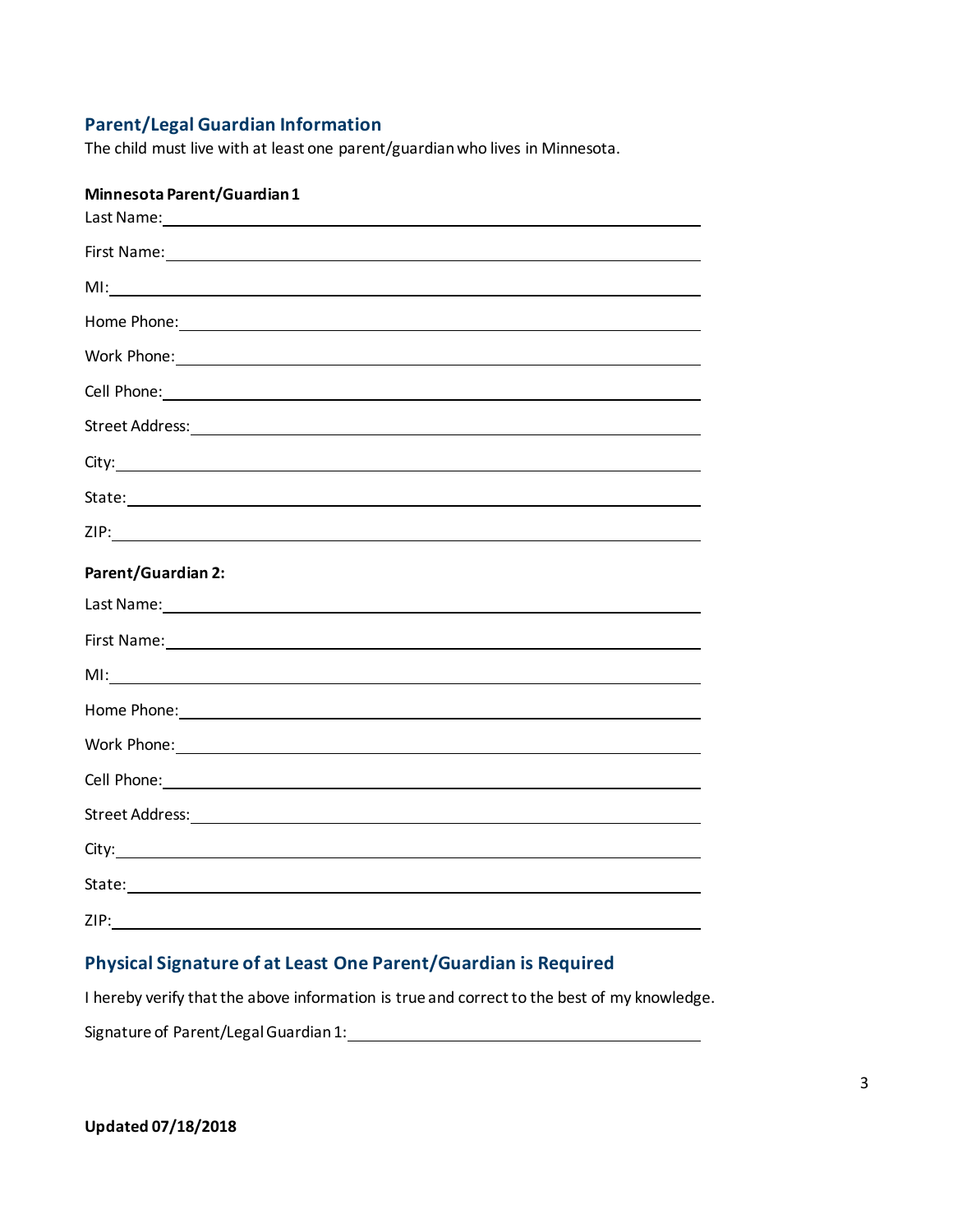## Parent/Legal Guardian Information

The child must live with at least one parent/guardian who lives in Minnesota.

**Minnesota Parent/Guardian 1**

Last Name: \_\_\_\_\_\_\_\_\_\_\_\_\_\_\_\_\_\_\_\_\_\_\_\_\_\_\_\_\_\_\_\_

First Name: \_\_\_\_\_\_\_\_\_\_\_\_\_\_\_\_\_\_\_\_\_\_\_\_\_\_\_\_\_\_\_\_

MI: \_\_\_\_\_\_\_\_\_\_\_\_\_\_\_\_\_\_\_\_\_\_\_\_\_\_\_\_\_\_\_\_

Home Phone: \_\_\_\_\_\_\_\_\_\_\_\_\_\_\_\_\_\_\_\_\_\_\_\_\_\_\_\_\_\_\_\_

Work Phone: \_\_\_\_\_\_\_\_\_\_\_\_\_\_\_\_\_\_\_\_\_\_\_\_\_\_\_\_\_\_\_\_

Cell Phone: \_\_\_\_\_\_\_\_\_\_\_\_\_\_\_\_\_\_\_\_\_\_\_\_\_\_\_\_\_\_\_\_

Street Address: \_\_\_\_\_\_\_\_\_\_\_\_\_\_\_\_\_\_\_\_\_\_\_\_\_\_\_\_\_\_\_\_

City: \_\_\_\_\_\_\_\_\_\_\_\_\_\_\_\_\_\_\_\_\_\_\_\_\_\_\_\_\_\_\_\_

State: \_\_\_\_\_\_\_\_\_\_\_\_\_\_\_\_\_\_\_\_\_\_\_\_\_\_\_\_\_\_\_\_

ZIP: \_\_\_\_\_\_\_\_\_\_\_\_\_\_\_\_\_\_\_\_\_\_\_\_\_\_\_\_\_\_\_\_

**Parent/Guardian 2:**

Last Name: \_\_\_\_\_\_\_\_\_\_\_\_\_\_\_\_\_\_\_\_\_\_\_\_\_\_\_\_\_\_\_\_

First Name: \_\_\_\_\_\_\_\_\_\_\_\_\_\_\_\_\_\_\_\_\_\_\_\_\_\_\_\_\_\_\_\_

MI: \_\_\_\_\_\_\_\_\_\_\_\_\_\_\_\_\_\_\_\_\_\_\_\_\_\_\_\_\_\_\_\_

Home Phone: \_\_\_\_\_\_\_\_\_\_\_\_\_\_\_\_\_\_\_\_\_\_\_\_\_\_\_\_\_\_\_\_

Work Phone: \_\_\_\_\_\_\_\_\_\_\_\_\_\_\_\_\_\_\_\_\_\_\_\_\_\_\_\_\_\_\_\_

Cell Phone: \_\_\_\_\_\_\_\_\_\_\_\_\_\_\_\_\_\_\_\_\_\_\_\_\_\_\_\_\_\_\_\_

Street Address: \_\_\_\_\_\_\_\_\_\_\_\_\_\_\_\_\_\_\_\_\_\_\_\_\_\_\_\_\_\_\_\_

City: \_\_\_\_\_\_\_\_\_\_\_\_\_\_\_\_\_\_\_\_\_\_\_\_\_\_\_\_\_\_\_\_

State: \_\_\_\_\_\_\_\_\_\_\_\_\_\_\_\_\_\_\_\_\_\_\_\_\_\_\_\_\_\_\_\_

ZIP: \_\_\_\_\_\_\_\_\_\_\_\_\_\_\_\_\_\_\_\_\_\_\_\_\_\_\_\_\_\_\_\_

## Physical Signature of at Least One Parent/Guardian is Required

I hereby verify that the above information is true and correct to the best of my knowledge.

Signature of Parent/Legal Guardian 1: \_\_\_\_\_\_\_\_\_\_\_\_\_\_\_\_\_\_\_\_\_\_\_\_\_\_\_\_\_\_\_\_

**Updated 07/18/2018**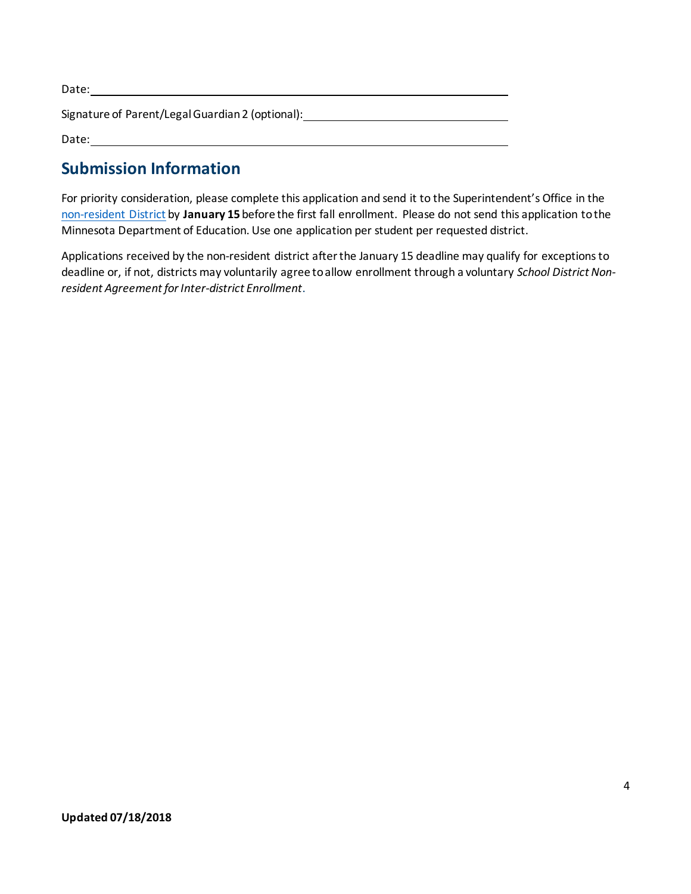Date: ______________________________

Signature of Parent/Legal Guardian 2 (optional): ______________________________

Date: ______________________________

## Submission Information

For priority consideration, please complete this application and send it to the Superintendent's Office in the non-resident District by **January 15** before the first fall enrollment. Please do not send this application to the Minnesota Department of Education. Use one application per student per requested district.

Applications received by the non-resident district after the January 15 deadline may qualify for exceptions to deadline or, if not, districts may voluntarily agree to allow enrollment through a voluntary *School District Non-resident Agreement for Inter-district Enrollment*.

**Updated 07/18/2018**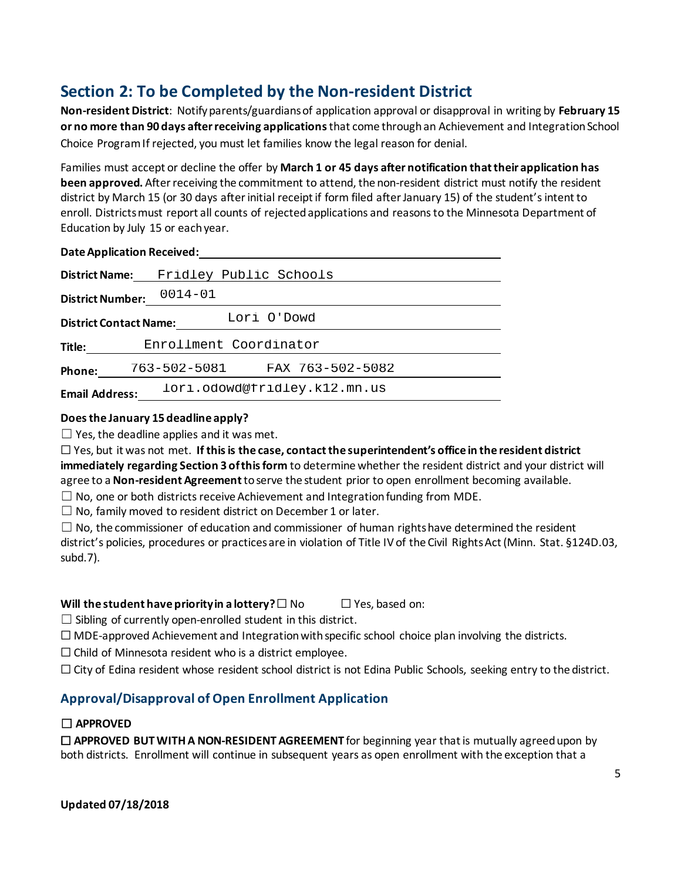## Section 2: To be Completed by the Non-resident District

**Non-resident District**: Notify parents/guardians of application approval or disapproval in writing by **February 15 or no more than 90 days after receiving applications** that come through an Achievement and Integration School Choice Program If rejected, you must let families know the legal reason for denial.

Families must accept or decline the offer by **March 1 or 45 days after notification that their application has been approved.** After receiving the commitment to attend, the non-resident district must notify the resident district by March 15 (or 30 days after initial receipt if form filed after January 15) of the student's intent to enroll. Districts must report all counts of rejected applications and reasons to the Minnesota Department of Education by July 15 or each year.

**Date Application Received:** ______________________________

**District Name:** Fridley Public Schools

**District Number:** 0014-01

**District Contact Name:** Lori O'Dowd

**Title:** Enrollment Coordinator

**Phone:** 763-502-5081 FAX 763-502-5082

**Email Address:** lori.odowd@fridley.k12.mn.us

**Does the January 15 deadline apply?**

☐ Yes, the deadline applies and it was met.

☐ Yes, but it was not met. **If this is the case, contact the superintendent's office in the resident district immediately regarding Section 3 of this form** to determine whether the resident district and your district will agree to a **Non-resident Agreement** to serve the student prior to open enrollment becoming available.

☐ No, one or both districts receive Achievement and Integration funding from MDE.

☐ No, family moved to resident district on December 1 or later.

☐ No, the commissioner of education and commissioner of human rights have determined the resident district's policies, procedures or practices are in violation of Title IV of the Civil Rights Act (Minn. Stat. §124D.03, subd.7).

**Will the student have priority in a lottery?** ☐ No ☐ Yes, based on:

☐ Sibling of currently open-enrolled student in this district.

☐ MDE-approved Achievement and Integration with specific school choice plan involving the districts.

☐ Child of Minnesota resident who is a district employee.

☐ City of Edina resident whose resident school district is not Edina Public Schools, seeking entry to the district.

### Approval/Disapproval of Open Enrollment Application

☐ **APPROVED**

☐ **APPROVED BUT WITH A NON-RESIDENT AGREEMENT** for beginning year that is mutually agreed upon by both districts. Enrollment will continue in subsequent years as open enrollment with the exception that a

**Updated 07/18/2018**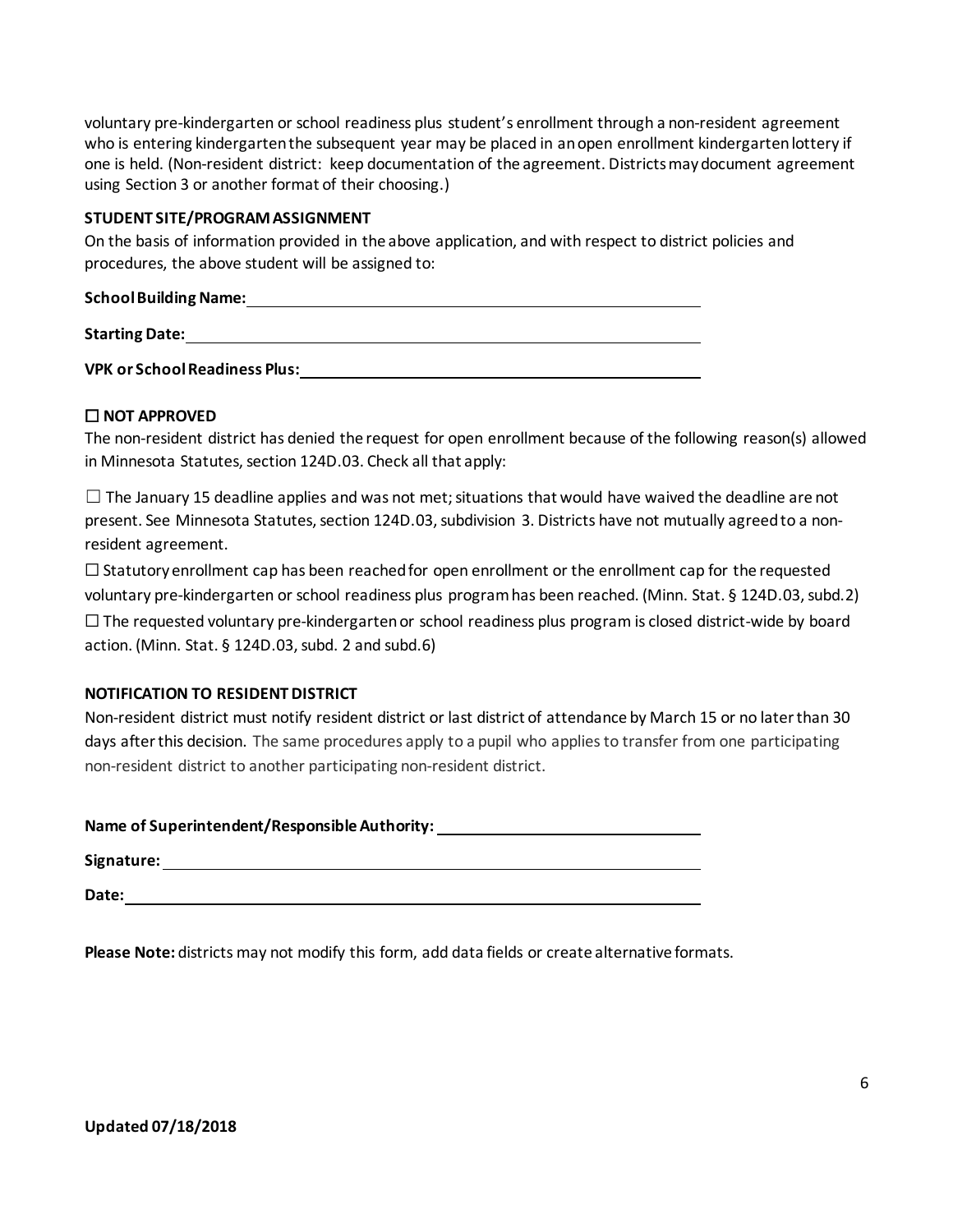voluntary pre-kindergarten or school readiness plus student's enrollment through a non-resident agreement who is entering kindergarten the subsequent year may be placed in an open enrollment kindergarten lottery if one is held. (Non-resident district: keep documentation of the agreement. Districts may document agreement using Section 3 or another format of their choosing.)

**STUDENT SITE/PROGRAM ASSIGNMENT**

On the basis of information provided in the above application, and with respect to district policies and procedures, the above student will be assigned to:

**School Building Name:** ____________________

**Starting Date:** ____________________

**VPK or School Readiness Plus:** ____________________

**☐ NOT APPROVED**

The non-resident district has denied the request for open enrollment because of the following reason(s) allowed in Minnesota Statutes, section 124D.03. Check all that apply:

☐ The January 15 deadline applies and was not met; situations that would have waived the deadline are not present. See Minnesota Statutes, section 124D.03, subdivision 3. Districts have not mutually agreed to a non-resident agreement.

☐ Statutory enrollment cap has been reached for open enrollment or the enrollment cap for the requested voluntary pre-kindergarten or school readiness plus program has been reached. (Minn. Stat. § 124D.03, subd.2)

☐ The requested voluntary pre-kindergarten or school readiness plus program is closed district-wide by board action. (Minn. Stat. § 124D.03, subd. 2 and subd.6)

**NOTIFICATION TO RESIDENT DISTRICT**

Non-resident district must notify resident district or last district of attendance by March 15 or no later than 30 days after this decision. The same procedures apply to a pupil who applies to transfer from one participating non-resident district to another participating non-resident district.

**Name of Superintendent/Responsible Authority:** ____________________

**Signature:** ____________________

**Date:** ____________________

**Please Note:** districts may not modify this form, add data fields or create alternative formats.

**Updated 07/18/2018**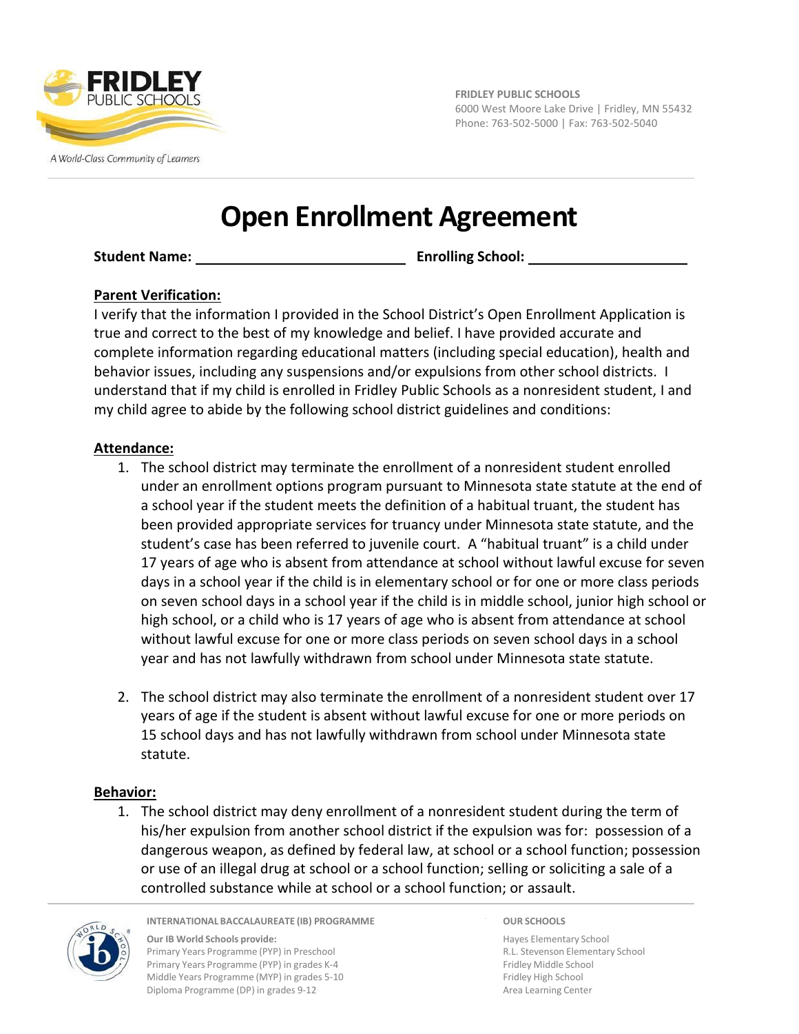FRIDLEY PUBLIC SCHOOLS
6000 West Moore Lake Drive | Fridley, MN 55432
Phone: 763-502-5000 | Fax: 763-502-5040

# Open Enrollment Agreement

**Student Name:** ____________________________ **Enrolling School:** _____________________

**Parent Verification:**

I verify that the information I provided in the School District's Open Enrollment Application is true and correct to the best of my knowledge and belief. I have provided accurate and complete information regarding educational matters (including special education), health and behavior issues, including any suspensions and/or expulsions from other school districts. I understand that if my child is enrolled in Fridley Public Schools as a nonresident student, I and my child agree to abide by the following school district guidelines and conditions:

**Attendance:**

1. The school district may terminate the enrollment of a nonresident student enrolled under an enrollment options program pursuant to Minnesota state statute at the end of a school year if the student meets the definition of a habitual truant, the student has been provided appropriate services for truancy under Minnesota state statute, and the student's case has been referred to juvenile court. A "habitual truant" is a child under 17 years of age who is absent from attendance at school without lawful excuse for seven days in a school year if the child is in elementary school or for one or more class periods on seven school days in a school year if the child is in middle school, junior high school or high school, or a child who is 17 years of age who is absent from attendance at school without lawful excuse for one or more class periods on seven school days in a school year and has not lawfully withdrawn from school under Minnesota state statute.

2. The school district may also terminate the enrollment of a nonresident student over 17 years of age if the student is absent without lawful excuse for one or more periods on 15 school days and has not lawfully withdrawn from school under Minnesota state statute.

**Behavior:**

1. The school district may deny enrollment of a nonresident student during the term of his/her expulsion from another school district if the expulsion was for: possession of a dangerous weapon, as defined by federal law, at school or a school function; possession or use of an illegal drug at school or a school function; selling or soliciting a sale of a controlled substance while at school or a school function; or assault.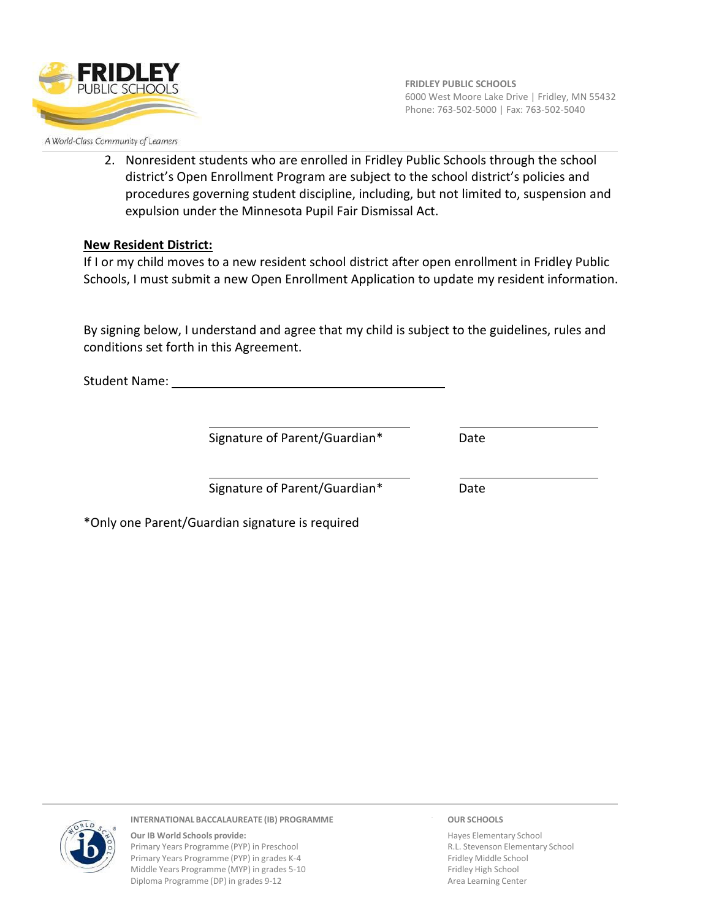2. Nonresident students who are enrolled in Fridley Public Schools through the school district's Open Enrollment Program are subject to the school district's policies and procedures governing student discipline, including, but not limited to, suspension and expulsion under the Minnesota Pupil Fair Dismissal Act.

**New Resident District:**

If I or my child moves to a new resident school district after open enrollment in Fridley Public Schools, I must submit a new Open Enrollment Application to update my resident information.

By signing below, I understand and agree that my child is subject to the guidelines, rules and conditions set forth in this Agreement.

Student Name: ______________________________

______________________________ ____________________

Signature of Parent/Guardian* Date

______________________________ ____________________

Signature of Parent/Guardian* Date

*Only one Parent/Guardian signature is required